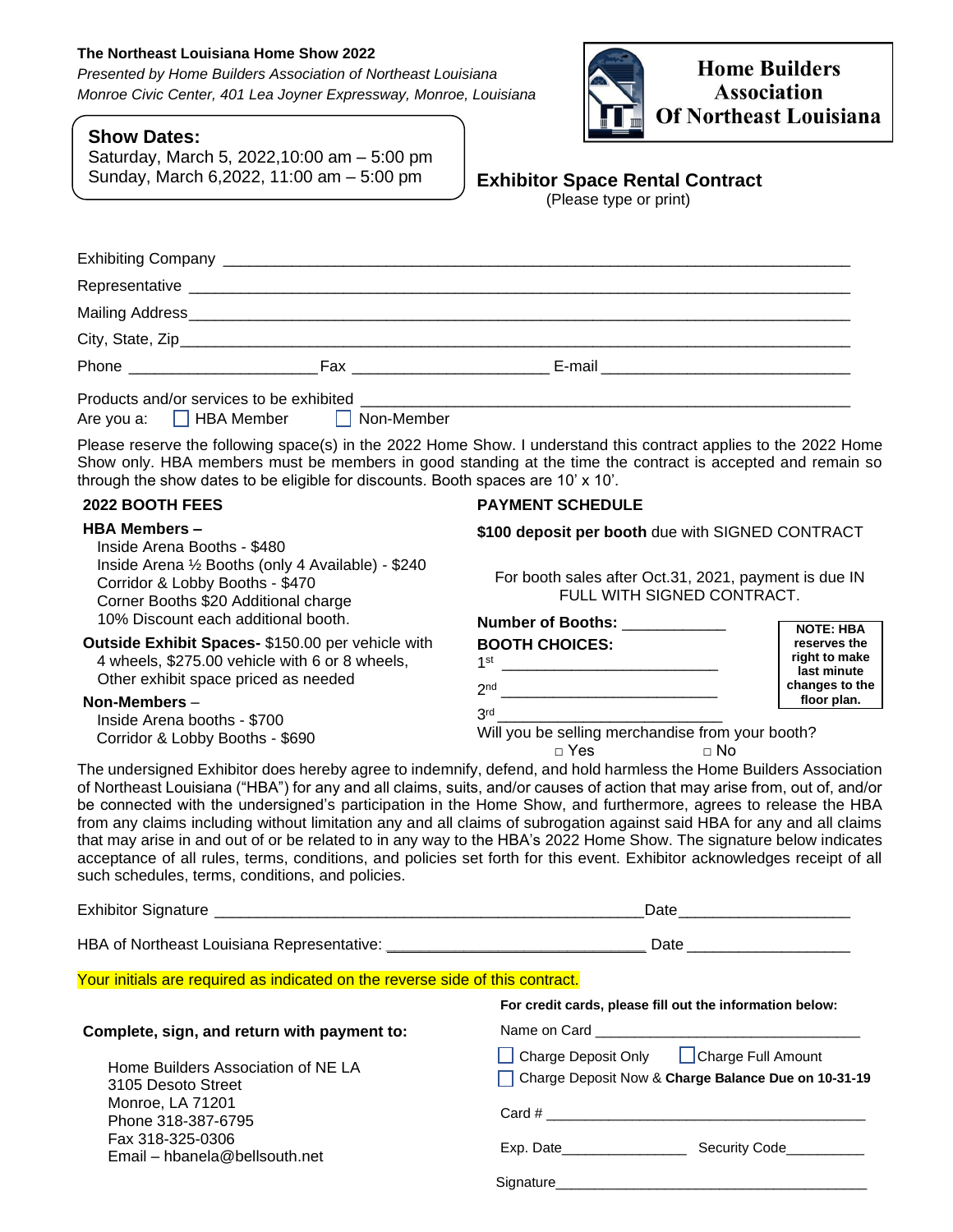**The Northeast Louisiana Home Show 2022**

*Presented by Home Builders Association of Northeast Louisiana*

*Monroe Civic Center, 401 Lea Joyner Expressway, Monroe, Louisiana*

**Home Builders Association Of Northeast Louisiana**

**Show Dates:**

Saturday, March 5, 2022,10:00 am – 5:00 pm

Sunday, March 6,2022, 11:00 am – 5:00 pm

## Exhibitor Space Rental Contract

(Please type or print)

Exhibiting Company ______________________________________________

Representative ______________________________________________

Mailing Address______________________________________________

City, State, Zip______________________________________________

Phone ____________________ Fax ____________________ E-mail ______________________

Products and/or services to be exhibited ______________________________________________

Are you a: ☐ HBA Member ☐ Non-Member

Please reserve the following space(s) in the 2022 Home Show. I understand this contract applies to the 2022 Home Show only. HBA members must be members in good standing at the time the contract is accepted and remain so through the show dates to be eligible for discounts. Booth spaces are 10' x 10'.

**2022 BOOTH FEES**

**HBA Members –**

- Inside Arena Booths - $480
- Inside Arena ½ Booths (only 4 Available) - $240
- Corridor & Lobby Booths - $470
- Corner Booths $20 Additional charge
- 10% Discount each additional booth.

**Outside Exhibit Spaces-** $150.00 per vehicle with 4 wheels, $275.00 vehicle with 6 or 8 wheels, Other exhibit space priced as needed

**Non-Members** –

- Inside Arena booths - $700
- Corridor & Lobby Booths - $690

**PAYMENT SCHEDULE**

**$100 deposit per booth** due with SIGNED CONTRACT

For booth sales after Oct.31, 2021, payment is due IN FULL WITH SIGNED CONTRACT.

**Number of Booths:** ____________

**BOOTH CHOICES:**

1st ______________________

2nd ______________________

3rd ______________________

**NOTE: HBA reserves the right to make last minute changes to the floor plan.**

Will you be selling merchandise from your booth?

□ Yes □ No

The undersigned Exhibitor does hereby agree to indemnify, defend, and hold harmless the Home Builders Association of Northeast Louisiana ("HBA") for any and all claims, suits, and/or causes of action that may arise from, out of, and/or be connected with the undersigned's participation in the Home Show, and furthermore, agrees to release the HBA from any claims including without limitation any and all claims of subrogation against said HBA for any and all claims that may arise in and out of or be related to in any way to the HBA's 2022 Home Show. The signature below indicates acceptance of all rules, terms, conditions, and policies set forth for this event. Exhibitor acknowledges receipt of all such schedules, terms, conditions, and policies.

Exhibitor Signature ______________________________Date__________________

HBA of Northeast Louisiana Representative: ________________________ Date __________________

Your initials are required as indicated on the reverse side of this contract.

**Complete, sign, and return with payment to:**

Home Builders Association of NE LA
3105 Desoto Street
Monroe, LA 71201
Phone 318-387-6795
Fax 318-325-0306
Email – hbanela@bellsouth.net

**For credit cards, please fill out the information below:**

Name on Card ______________________________

☐ Charge Deposit Only ☐ Charge Full Amount

☐ Charge Deposit Now & **Charge Balance Due on 10-31-19**

Card # ______________________________

Exp. Date______________ Security Code_________

Signature______________________________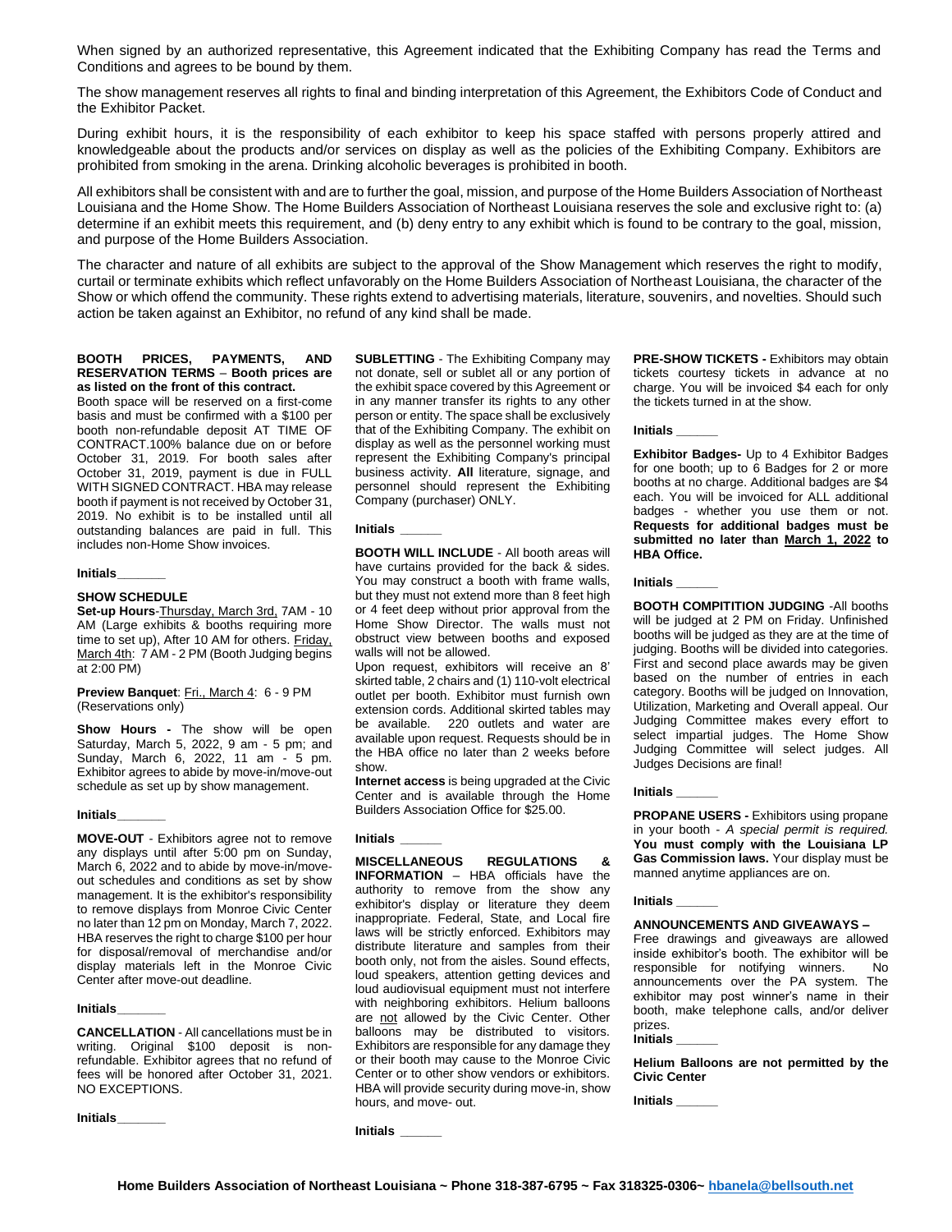When signed by an authorized representative, this Agreement indicated that the Exhibiting Company has read the Terms and Conditions and agrees to be bound by them.

The show management reserves all rights to final and binding interpretation of this Agreement, the Exhibitors Code of Conduct and the Exhibitor Packet.

During exhibit hours, it is the responsibility of each exhibitor to keep his space staffed with persons properly attired and knowledgeable about the products and/or services on display as well as the policies of the Exhibiting Company. Exhibitors are prohibited from smoking in the arena. Drinking alcoholic beverages is prohibited in booth.

All exhibitors shall be consistent with and are to further the goal, mission, and purpose of the Home Builders Association of Northeast Louisiana and the Home Show. The Home Builders Association of Northeast Louisiana reserves the sole and exclusive right to: (a) determine if an exhibit meets this requirement, and (b) deny entry to any exhibit which is found to be contrary to the goal, mission, and purpose of the Home Builders Association.

The character and nature of all exhibits are subject to the approval of the Show Management which reserves the right to modify, curtail or terminate exhibits which reflect unfavorably on the Home Builders Association of Northeast Louisiana, the character of the Show or which offend the community. These rights extend to advertising materials, literature, souvenirs, and novelties. Should such action be taken against an Exhibitor, no refund of any kind shall be made.

**BOOTH PRICES, PAYMENTS, AND RESERVATION TERMS** – **Booth prices are as listed on the front of this contract.**
Booth space will be reserved on a first-come basis and must be confirmed with a $100 per booth non-refundable deposit AT TIME OF CONTRACT.100% balance due on or before October 31, 2019. For booth sales after October 31, 2019, payment is due in FULL WITH SIGNED CONTRACT. HBA may release booth if payment is not received by October 31, 2019. No exhibit is to be installed until all outstanding balances are paid in full. This includes non-Home Show invoices.

**Initials_______**

**SHOW SCHEDULE**

**Set-up Hours**-Thursday, March 3rd, 7AM - 10 AM (Large exhibits & booths requiring more time to set up), After 10 AM for others. Friday, March 4th: 7 AM - 2 PM (Booth Judging begins at 2:00 PM)

**Preview Banquet**: Fri., March 4: 6 - 9 PM (Reservations only)

**Show Hours -** The show will be open Saturday, March 5, 2022, 9 am - 5 pm; and Sunday, March 6, 2022, 11 am - 5 pm. Exhibitor agrees to abide by move-in/move-out schedule as set up by show management.

**Initials_______**

**MOVE-OUT** - Exhibitors agree not to remove any displays until after 5:00 pm on Sunday, March 6, 2022 and to abide by move-in/move-out schedules and conditions as set by show management. It is the exhibitor's responsibility to remove displays from Monroe Civic Center no later than 12 pm on Monday, March 7, 2022. HBA reserves the right to charge $100 per hour for disposal/removal of merchandise and/or display materials left in the Monroe Civic Center after move-out deadline.

**Initials_______**

**CANCELLATION** - All cancellations must be in writing. Original $100 deposit is non-refundable. Exhibitor agrees that no refund of fees will be honored after October 31, 2021. NO EXCEPTIONS.

**Initials_______**

**SUBLETTING** - The Exhibiting Company may not donate, sell or sublet all or any portion of the exhibit space covered by this Agreement or in any manner transfer its rights to any other person or entity. The space shall be exclusively that of the Exhibiting Company. The exhibit on display as well as the personnel working must represent the Exhibiting Company's principal business activity. **All** literature, signage, and personnel should represent the Exhibiting Company (purchaser) ONLY.

**Initials ______**

**BOOTH WILL INCLUDE** - All booth areas will have curtains provided for the back & sides. You may construct a booth with frame walls, but they must not extend more than 8 feet high or 4 feet deep without prior approval from the Home Show Director. The walls must not obstruct view between booths and exposed walls will not be allowed.
Upon request, exhibitors will receive an 8' skirted table, 2 chairs and (1) 110-volt electrical outlet per booth. Exhibitor must furnish own extension cords. Additional skirted tables may be available. 220 outlets and water are available upon request. Requests should be in the HBA office no later than 2 weeks before show.
**Internet access** is being upgraded at the Civic Center and is available through the Home Builders Association Office for $25.00.

**Initials ______**

**MISCELLANEOUS REGULATIONS & INFORMATION** – HBA officials have the authority to remove from the show any exhibitor's display or literature they deem inappropriate. Federal, State, and Local fire laws will be strictly enforced. Exhibitors may distribute literature and samples from their booth only, not from the aisles. Sound effects, loud speakers, attention getting devices and loud audiovisual equipment must not interfere with neighboring exhibitors. Helium balloons are not allowed by the Civic Center. Other balloons may be distributed to visitors. Exhibitors are responsible for any damage they or their booth may cause to the Monroe Civic Center or to other show vendors or exhibitors. HBA will provide security during move-in, show hours, and move- out.

**Initials ______**

**PRE-SHOW TICKETS -** Exhibitors may obtain tickets courtesy tickets in advance at no charge. You will be invoiced $4 each for only the tickets turned in at the show.

**Initials ______**

**Exhibitor Badges-** Up to 4 Exhibitor Badges for one booth; up to 6 Badges for 2 or more booths at no charge. Additional badges are $4 each. You will be invoiced for ALL additional badges - whether you use them or not. **Requests for additional badges must be submitted no later than March 1, 2022 to HBA Office.**

**Initials ______**

**BOOTH COMPITITION JUDGING** -All booths will be judged at 2 PM on Friday. Unfinished booths will be judged as they are at the time of judging. Booths will be divided into categories. First and second place awards may be given based on the number of entries in each category. Booths will be judged on Innovation, Utilization, Marketing and Overall appeal. Our Judging Committee makes every effort to select impartial judges. The Home Show Judging Committee will select judges. All Judges Decisions are final!

**Initials ______**

**PROPANE USERS -** Exhibitors using propane in your booth - *A special permit is required.* **You must comply with the Louisiana LP Gas Commission laws.** Your display must be manned anytime appliances are on.

**Initials ______**

**ANNOUNCEMENTS AND GIVEAWAYS –**
Free drawings and giveaways are allowed inside exhibitor's booth. The exhibitor will be responsible for notifying winners. No announcements over the PA system. The exhibitor may post winner's name in their booth, make telephone calls, and/or deliver prizes.
**Initials ______**

**Helium Balloons are not permitted by the Civic Center**

**Initials ______**

**Home Builders Association of Northeast Louisiana ~ Phone 318-387-6795 ~ Fax 318325-0306~ hbanela@bellsouth.net**